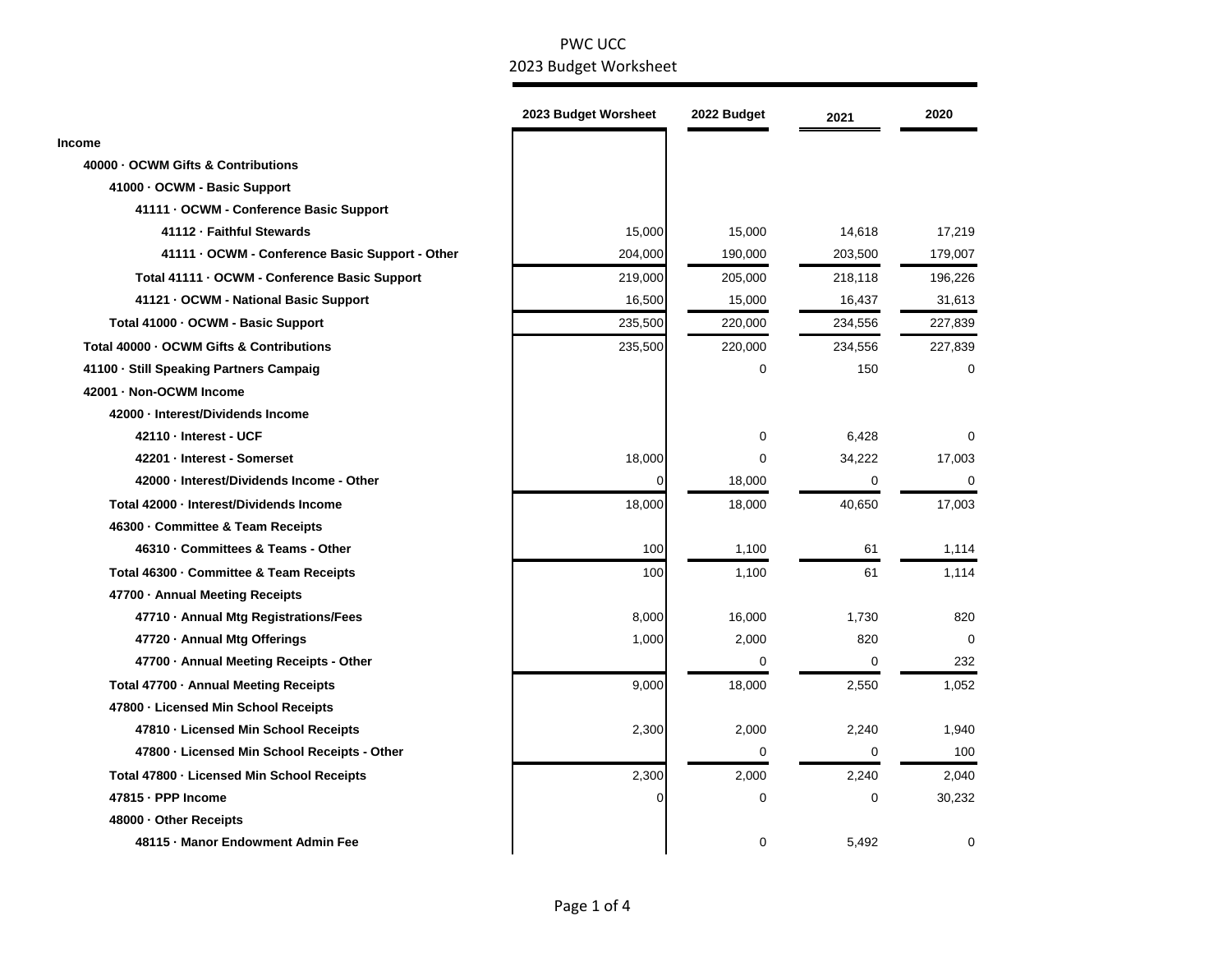PWC UCC

2023 Budget Worksheet

| | 2023 Budget Worsheet | 2022 Budget | 2021 | 2020 |
|---|---|---|---|---|
| **Income** | | | | |
| **40000 · OCWM Gifts & Contributions** | | | | |
| **41000 · OCWM - Basic Support** | | | | |
| **41111 · OCWM - Conference Basic Support** | | | | |
| **41112 · Faithful Stewards** | 15,000 | 15,000 | 14,618 | 17,219 |
| **41111 · OCWM - Conference Basic Support - Other** | 204,000 | 190,000 | 203,500 | 179,007 |
| **Total 41111 · OCWM - Conference Basic Support** | 219,000 | 205,000 | 218,118 | 196,226 |
| **41121 · OCWM - National Basic Support** | 16,500 | 15,000 | 16,437 | 31,613 |
| **Total 41000 · OCWM - Basic Support** | 235,500 | 220,000 | 234,556 | 227,839 |
| **Total 40000 · OCWM Gifts & Contributions** | 235,500 | 220,000 | 234,556 | 227,839 |
| **41100 · Still Speaking Partners Campaig** | | 0 | 150 | 0 |
| **42001 · Non-OCWM Income** | | | | |
| **42000 · Interest/Dividends Income** | | | | |
| **42110 · Interest - UCF** | | 0 | 6,428 | 0 |
| **42201 · Interest - Somerset** | 18,000 | 0 | 34,222 | 17,003 |
| **42000 · Interest/Dividends Income - Other** | 0 | 18,000 | 0 | 0 |
| **Total 42000 · Interest/Dividends Income** | 18,000 | 18,000 | 40,650 | 17,003 |
| **46300 · Committee & Team Receipts** | | | | |
| **46310 · Committees & Teams - Other** | 100 | 1,100 | 61 | 1,114 |
| **Total 46300 · Committee & Team Receipts** | 100 | 1,100 | 61 | 1,114 |
| **47700 · Annual Meeting Receipts** | | | | |
| **47710 · Annual Mtg Registrations/Fees** | 8,000 | 16,000 | 1,730 | 820 |
| **47720 · Annual Mtg Offerings** | 1,000 | 2,000 | 820 | 0 |
| **47700 · Annual Meeting Receipts - Other** | | 0 | 0 | 232 |
| **Total 47700 · Annual Meeting Receipts** | 9,000 | 18,000 | 2,550 | 1,052 |
| **47800 · Licensed Min School Receipts** | | | | |
| **47810 · Licensed Min School Receipts** | 2,300 | 2,000 | 2,240 | 1,940 |
| **47800 · Licensed Min School Receipts - Other** | | 0 | 0 | 100 |
| **Total 47800 · Licensed Min School Receipts** | 2,300 | 2,000 | 2,240 | 2,040 |
| **47815 · PPP Income** | 0 | 0 | 0 | 30,232 |
| **48000 · Other Receipts** | | | | |
| **48115 · Manor Endowment Admin Fee** | | 0 | 5,492 | 0 |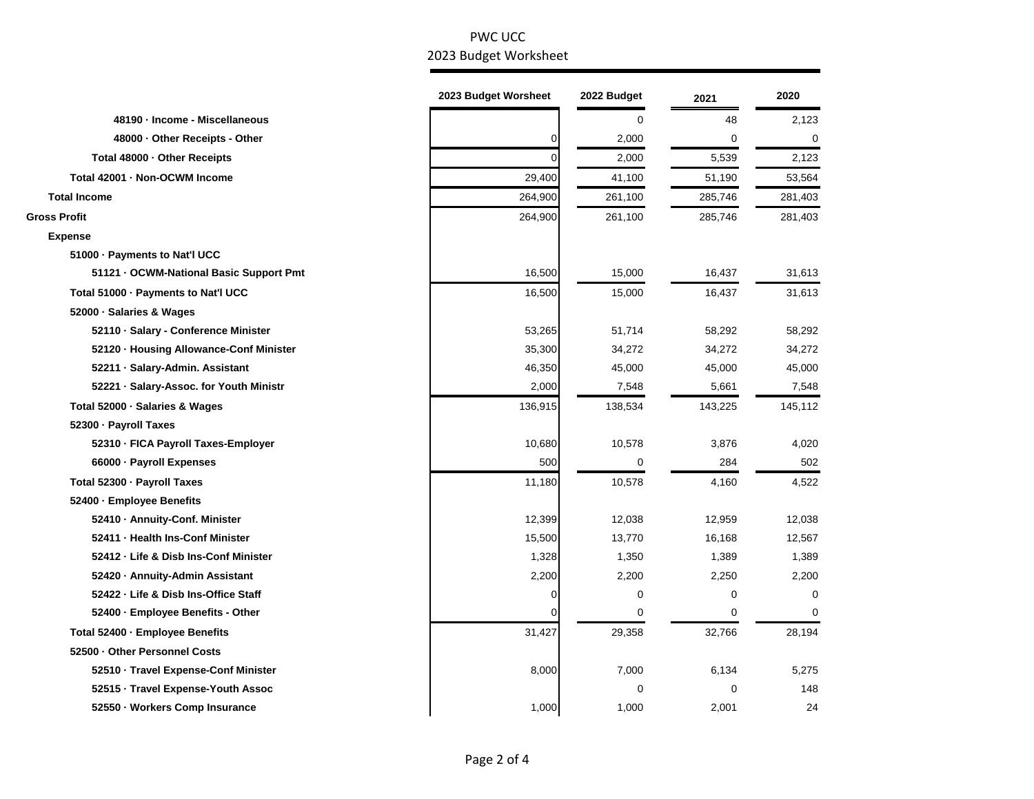PWC UCC

2023 Budget Worksheet

| | 2023 Budget Worsheet | 2022 Budget | 2021 | 2020 |
|---|---|---|---|---|
| 48190 · Income - Miscellaneous | | 0 | 48 | 2,123 |
| 48000 · Other Receipts - Other | 0 | 2,000 | 0 | 0 |
| Total 48000 · Other Receipts | 0 | 2,000 | 5,539 | 2,123 |
| Total 42001 · Non-OCWM Income | 29,400 | 41,100 | 51,190 | 53,564 |
| Total Income | 264,900 | 261,100 | 285,746 | 281,403 |
| Gross Profit | 264,900 | 261,100 | 285,746 | 281,403 |
| Expense | | | | |
| 51000 · Payments to Nat'l UCC | | | | |
| 51121 · OCWM-National Basic Support Pmt | 16,500 | 15,000 | 16,437 | 31,613 |
| Total 51000 · Payments to Nat'l UCC | 16,500 | 15,000 | 16,437 | 31,613 |
| 52000 · Salaries & Wages | | | | |
| 52110 · Salary - Conference Minister | 53,265 | 51,714 | 58,292 | 58,292 |
| 52120 · Housing Allowance-Conf Minister | 35,300 | 34,272 | 34,272 | 34,272 |
| 52211 · Salary-Admin. Assistant | 46,350 | 45,000 | 45,000 | 45,000 |
| 52221 · Salary-Assoc. for Youth Ministr | 2,000 | 7,548 | 5,661 | 7,548 |
| Total 52000 · Salaries & Wages | 136,915 | 138,534 | 143,225 | 145,112 |
| 52300 · Payroll Taxes | | | | |
| 52310 · FICA Payroll Taxes-Employer | 10,680 | 10,578 | 3,876 | 4,020 |
| 66000 · Payroll Expenses | 500 | 0 | 284 | 502 |
| Total 52300 · Payroll Taxes | 11,180 | 10,578 | 4,160 | 4,522 |
| 52400 · Employee Benefits | | | | |
| 52410 · Annuity-Conf. Minister | 12,399 | 12,038 | 12,959 | 12,038 |
| 52411 · Health Ins-Conf Minister | 15,500 | 13,770 | 16,168 | 12,567 |
| 52412 · Life & Disb Ins-Conf Minister | 1,328 | 1,350 | 1,389 | 1,389 |
| 52420 · Annuity-Admin Assistant | 2,200 | 2,200 | 2,250 | 2,200 |
| 52422 · Life & Disb Ins-Office Staff | 0 | 0 | 0 | 0 |
| 52400 · Employee Benefits - Other | 0 | 0 | 0 | 0 |
| Total 52400 · Employee Benefits | 31,427 | 29,358 | 32,766 | 28,194 |
| 52500 · Other Personnel Costs | | | | |
| 52510 · Travel Expense-Conf Minister | 8,000 | 7,000 | 6,134 | 5,275 |
| 52515 · Travel Expense-Youth Assoc | | 0 | 0 | 148 |
| 52550 · Workers Comp Insurance | 1,000 | 1,000 | 2,001 | 24 |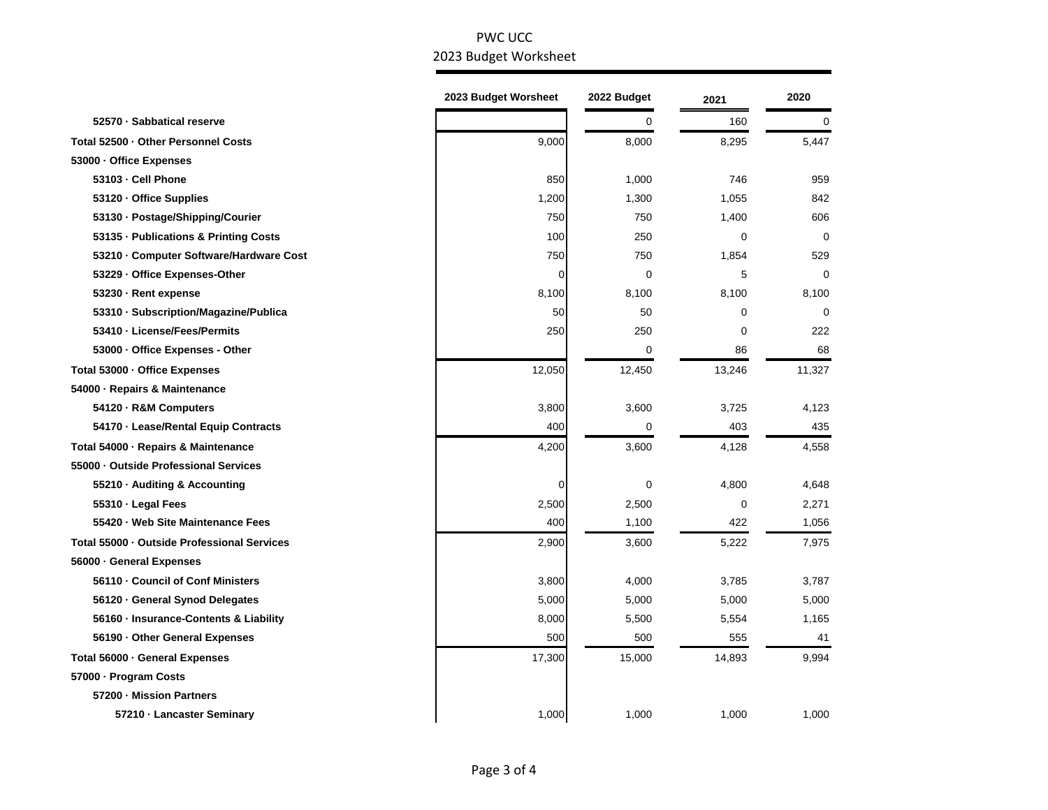PWC UCC

2023 Budget Worksheet

| | 2023 Budget Worsheet | 2022 Budget | 2021 | 2020 |
|---|---|---|---|---|
| 52570 · Sabbatical reserve | | 0 | 160 | 0 |
| Total 52500 · Other Personnel Costs | 9,000 | 8,000 | 8,295 | 5,447 |
| 53000 · Office Expenses | | | | |
| 53103 · Cell Phone | 850 | 1,000 | 746 | 959 |
| 53120 · Office Supplies | 1,200 | 1,300 | 1,055 | 842 |
| 53130 · Postage/Shipping/Courier | 750 | 750 | 1,400 | 606 |
| 53135 · Publications & Printing Costs | 100 | 250 | 0 | 0 |
| 53210 · Computer Software/Hardware Cost | 750 | 750 | 1,854 | 529 |
| 53229 · Office Expenses-Other | 0 | 0 | 5 | 0 |
| 53230 · Rent expense | 8,100 | 8,100 | 8,100 | 8,100 |
| 53310 · Subscription/Magazine/Publica | 50 | 50 | 0 | 0 |
| 53410 · License/Fees/Permits | 250 | 250 | 0 | 222 |
| 53000 · Office Expenses - Other | | 0 | 86 | 68 |
| Total 53000 · Office Expenses | 12,050 | 12,450 | 13,246 | 11,327 |
| 54000 · Repairs & Maintenance | | | | |
| 54120 · R&M Computers | 3,800 | 3,600 | 3,725 | 4,123 |
| 54170 · Lease/Rental Equip Contracts | 400 | 0 | 403 | 435 |
| Total 54000 · Repairs & Maintenance | 4,200 | 3,600 | 4,128 | 4,558 |
| 55000 · Outside Professional Services | | | | |
| 55210 · Auditing & Accounting | 0 | 0 | 4,800 | 4,648 |
| 55310 · Legal Fees | 2,500 | 2,500 | 0 | 2,271 |
| 55420 · Web Site Maintenance Fees | 400 | 1,100 | 422 | 1,056 |
| Total 55000 · Outside Professional Services | 2,900 | 3,600 | 5,222 | 7,975 |
| 56000 · General Expenses | | | | |
| 56110 · Council of Conf Ministers | 3,800 | 4,000 | 3,785 | 3,787 |
| 56120 · General Synod Delegates | 5,000 | 5,000 | 5,000 | 5,000 |
| 56160 · Insurance-Contents & Liability | 8,000 | 5,500 | 5,554 | 1,165 |
| 56190 · Other General Expenses | 500 | 500 | 555 | 41 |
| Total 56000 · General Expenses | 17,300 | 15,000 | 14,893 | 9,994 |
| 57000 · Program Costs | | | | |
| 57200 · Mission Partners | | | | |
| 57210 · Lancaster Seminary | 1,000 | 1,000 | 1,000 | 1,000 |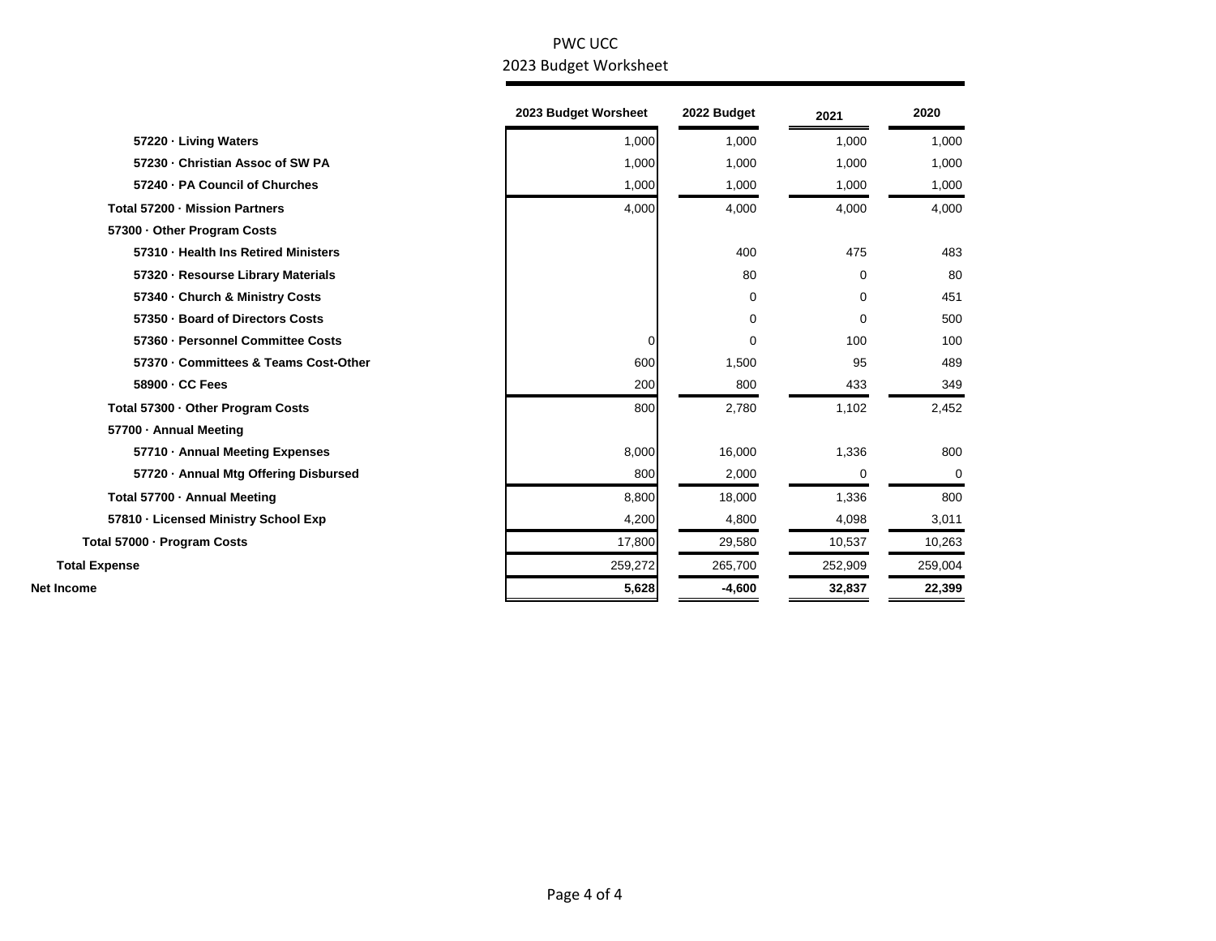PWC UCC

2023 Budget Worksheet

| | 2023 Budget Worsheet | 2022 Budget | 2021 | 2020 |
|---|---|---|---|---|
| 57220 · Living Waters | 1,000 | 1,000 | 1,000 | 1,000 |
| 57230 · Christian Assoc of SW PA | 1,000 | 1,000 | 1,000 | 1,000 |
| 57240 · PA Council of Churches | 1,000 | 1,000 | 1,000 | 1,000 |
| Total 57200 · Mission Partners | 4,000 | 4,000 | 4,000 | 4,000 |
| 57300 · Other Program Costs | | | | |
| 57310 · Health Ins Retired Ministers | | 400 | 475 | 483 |
| 57320 · Resourse Library Materials | | 80 | 0 | 80 |
| 57340 · Church & Ministry Costs | | 0 | 0 | 451 |
| 57350 · Board of Directors Costs | | 0 | 0 | 500 |
| 57360 · Personnel Committee Costs | 0 | 0 | 100 | 100 |
| 57370 · Committees & Teams Cost-Other | 600 | 1,500 | 95 | 489 |
| 58900 · CC Fees | 200 | 800 | 433 | 349 |
| Total 57300 · Other Program Costs | 800 | 2,780 | 1,102 | 2,452 |
| 57700 · Annual Meeting | | | | |
| 57710 · Annual Meeting Expenses | 8,000 | 16,000 | 1,336 | 800 |
| 57720 · Annual Mtg Offering Disbursed | 800 | 2,000 | 0 | 0 |
| Total 57700 · Annual Meeting | 8,800 | 18,000 | 1,336 | 800 |
| 57810 · Licensed Ministry School Exp | 4,200 | 4,800 | 4,098 | 3,011 |
| Total 57000 · Program Costs | 17,800 | 29,580 | 10,537 | 10,263 |
| Total Expense | 259,272 | 265,700 | 252,909 | 259,004 |
| **Net Income** | **5,628** | **-4,600** | **32,837** | **22,399** |